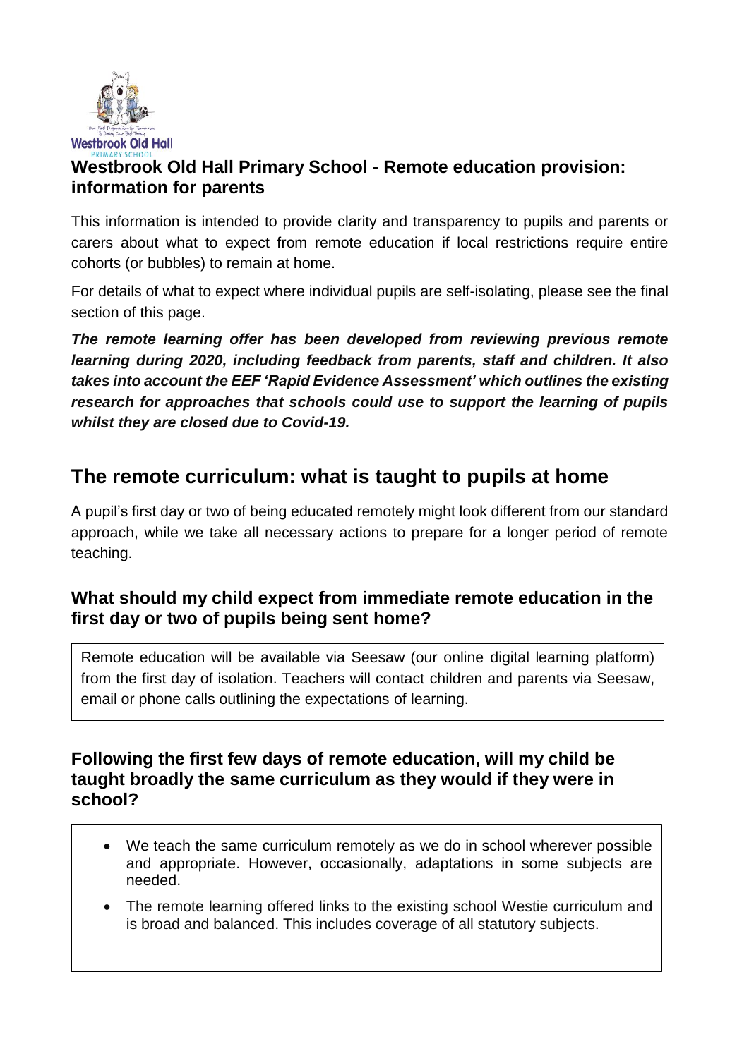# Westbrook Old Hall Primary School - Remote education provision: information for parents

This information is intended to provide clarity and transparency to pupils and parents or carers about what to expect from remote education if local restrictions require entire cohorts (or bubbles) to remain at home.

For details of what to expect where individual pupils are self-isolating, please see the final section of this page.

***The remote learning offer has been developed from reviewing previous remote learning during 2020, including feedback from parents, staff and children. It also takes into account the EEF 'Rapid Evidence Assessment' which outlines the existing research for approaches that schools could use to support the learning of pupils whilst they are closed due to Covid-19.***

## The remote curriculum: what is taught to pupils at home

A pupil's first day or two of being educated remotely might look different from our standard approach, while we take all necessary actions to prepare for a longer period of remote teaching.

### What should my child expect from immediate remote education in the first day or two of pupils being sent home?

Remote education will be available via Seesaw (our online digital learning platform) from the first day of isolation. Teachers will contact children and parents via Seesaw, email or phone calls outlining the expectations of learning.

### Following the first few days of remote education, will my child be taught broadly the same curriculum as they would if they were in school?

- We teach the same curriculum remotely as we do in school wherever possible and appropriate. However, occasionally, adaptations in some subjects are needed.
- The remote learning offered links to the existing school Westie curriculum and is broad and balanced. This includes coverage of all statutory subjects.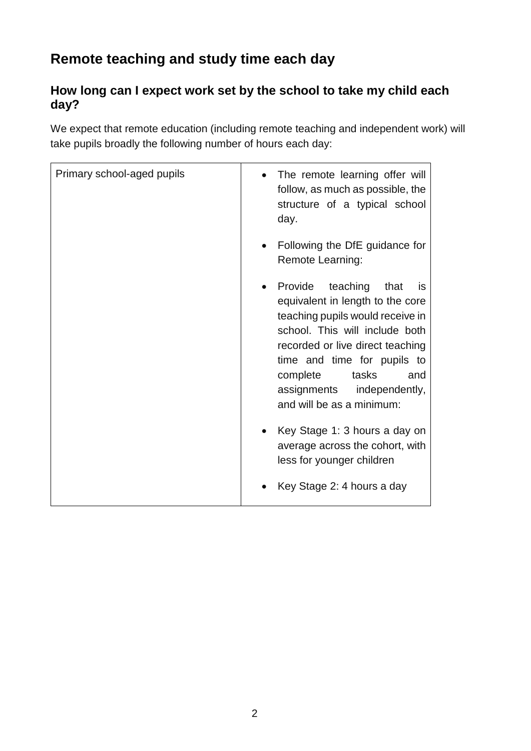## Remote teaching and study time each day

### How long can I expect work set by the school to take my child each day?

We expect that remote education (including remote teaching and independent work) will take pupils broadly the following number of hours each day:

| Primary school-aged pupils | • The remote learning offer will follow, as much as possible, the structure of a typical school day.<br><br>• Following the DfE guidance for Remote Learning:<br><br>• Provide teaching that is equivalent in length to the core teaching pupils would receive in school. This will include both recorded or live direct teaching time and time for pupils to complete tasks and assignments independently, and will be as a minimum:<br><br>• Key Stage 1: 3 hours a day on average across the cohort, with less for younger children<br><br>• Key Stage 2: 4 hours a day |
|---|---|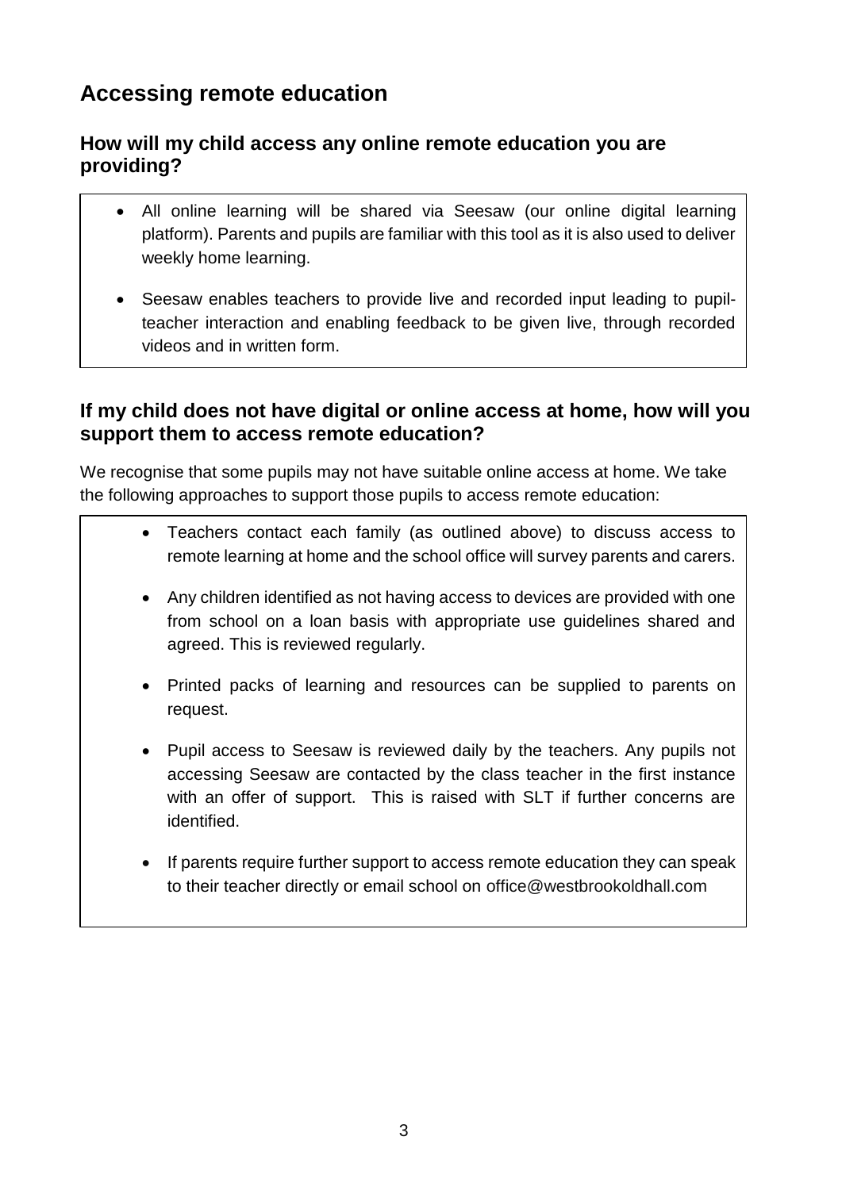## Accessing remote education

### How will my child access any online remote education you are providing?

- All online learning will be shared via Seesaw (our online digital learning platform). Parents and pupils are familiar with this tool as it is also used to deliver weekly home learning.
- Seesaw enables teachers to provide live and recorded input leading to pupil-teacher interaction and enabling feedback to be given live, through recorded videos and in written form.

### If my child does not have digital or online access at home, how will you support them to access remote education?

We recognise that some pupils may not have suitable online access at home. We take the following approaches to support those pupils to access remote education:

- Teachers contact each family (as outlined above) to discuss access to remote learning at home and the school office will survey parents and carers.
- Any children identified as not having access to devices are provided with one from school on a loan basis with appropriate use guidelines shared and agreed. This is reviewed regularly.
- Printed packs of learning and resources can be supplied to parents on request.
- Pupil access to Seesaw is reviewed daily by the teachers. Any pupils not accessing Seesaw are contacted by the class teacher in the first instance with an offer of support. This is raised with SLT if further concerns are identified.
- If parents require further support to access remote education they can speak to their teacher directly or email school on office@westbrookoldhall.com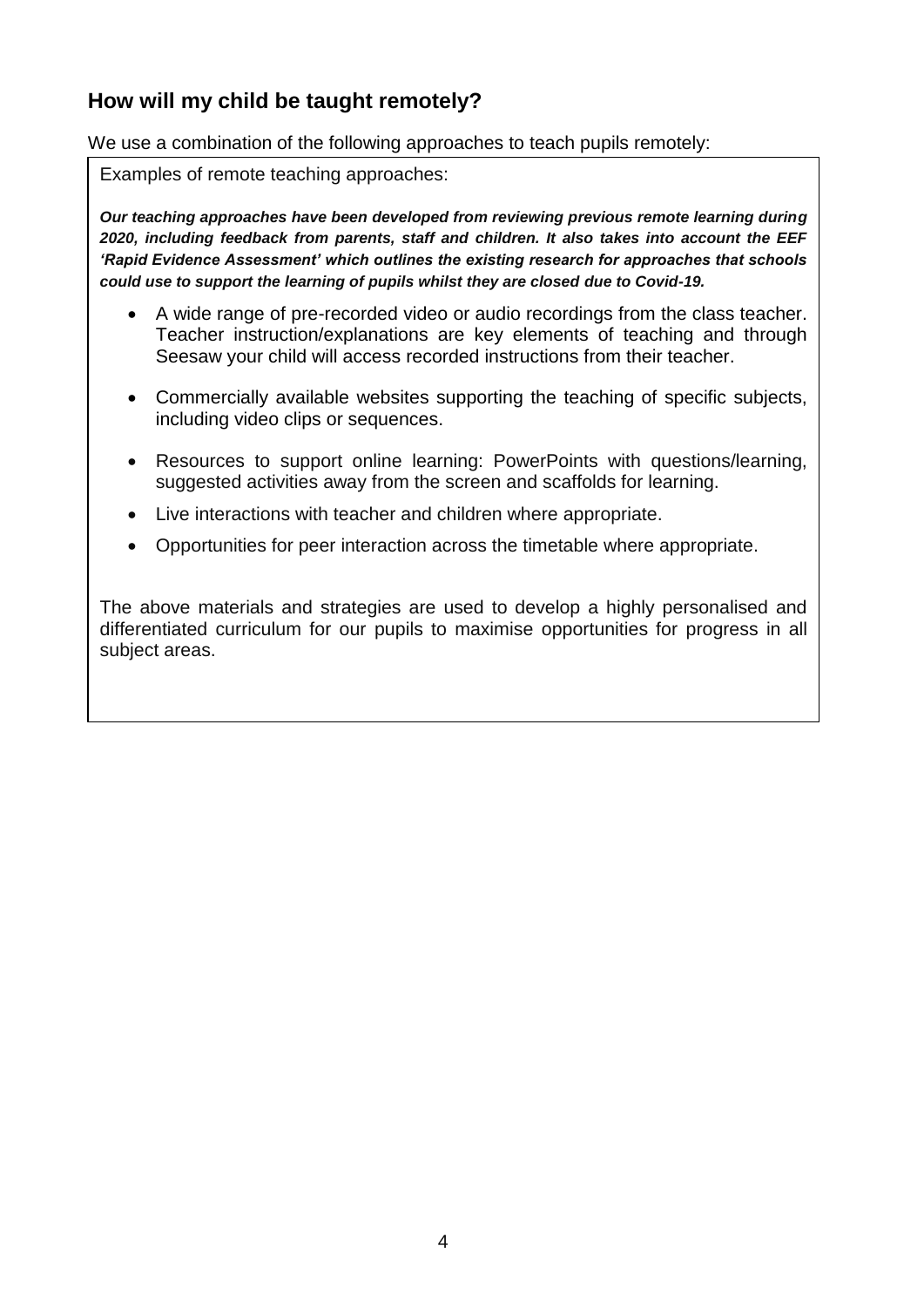## How will my child be taught remotely?

We use a combination of the following approaches to teach pupils remotely:

Examples of remote teaching approaches:

***Our teaching approaches have been developed from reviewing previous remote learning during 2020, including feedback from parents, staff and children. It also takes into account the EEF 'Rapid Evidence Assessment' which outlines the existing research for approaches that schools could use to support the learning of pupils whilst they are closed due to Covid-19.***

- A wide range of pre-recorded video or audio recordings from the class teacher. Teacher instruction/explanations are key elements of teaching and through Seesaw your child will access recorded instructions from their teacher.
- Commercially available websites supporting the teaching of specific subjects, including video clips or sequences.
- Resources to support online learning: PowerPoints with questions/learning, suggested activities away from the screen and scaffolds for learning.
- Live interactions with teacher and children where appropriate.
- Opportunities for peer interaction across the timetable where appropriate.

The above materials and strategies are used to develop a highly personalised and differentiated curriculum for our pupils to maximise opportunities for progress in all subject areas.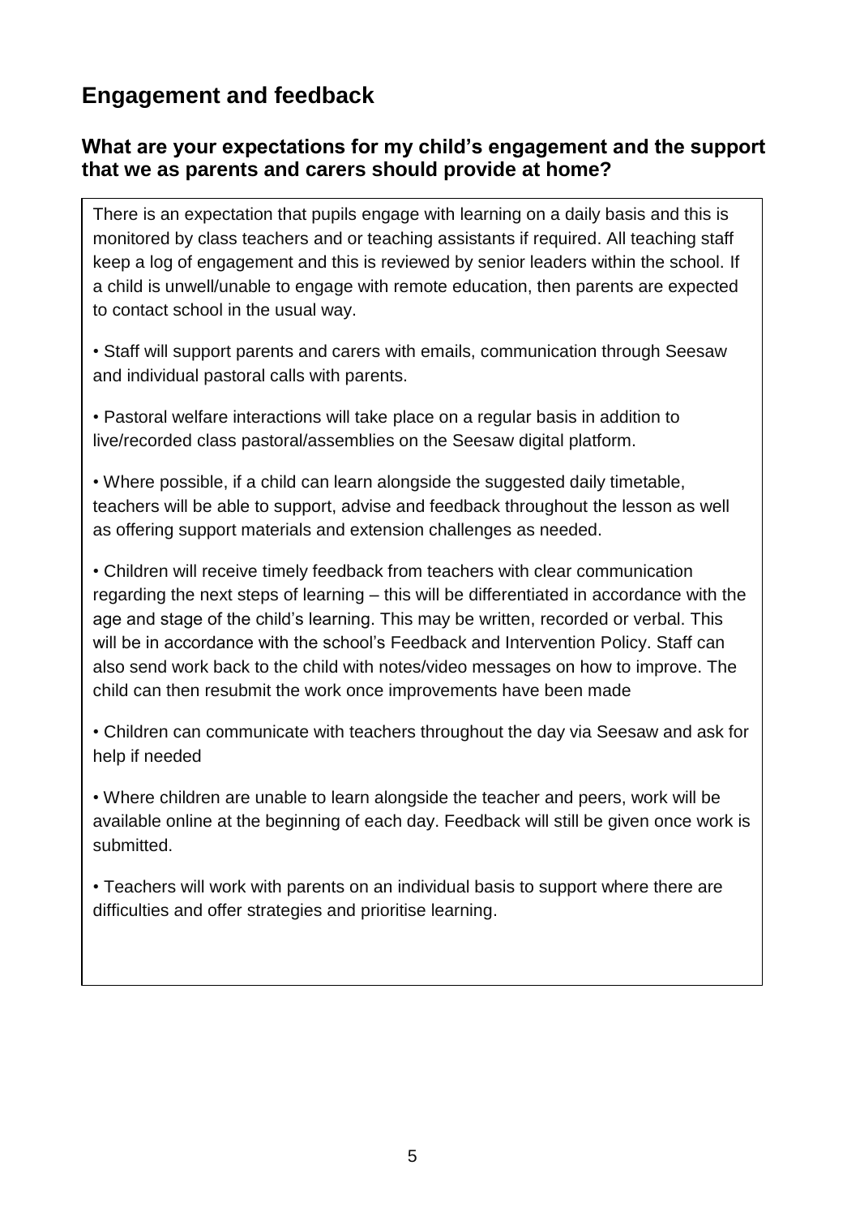## Engagement and feedback

### What are your expectations for my child's engagement and the support that we as parents and carers should provide at home?

There is an expectation that pupils engage with learning on a daily basis and this is monitored by class teachers and or teaching assistants if required. All teaching staff keep a log of engagement and this is reviewed by senior leaders within the school. If a child is unwell/unable to engage with remote education, then parents are expected to contact school in the usual way.

• Staff will support parents and carers with emails, communication through Seesaw and individual pastoral calls with parents.

• Pastoral welfare interactions will take place on a regular basis in addition to live/recorded class pastoral/assemblies on the Seesaw digital platform.

• Where possible, if a child can learn alongside the suggested daily timetable, teachers will be able to support, advise and feedback throughout the lesson as well as offering support materials and extension challenges as needed.

• Children will receive timely feedback from teachers with clear communication regarding the next steps of learning – this will be differentiated in accordance with the age and stage of the child's learning. This may be written, recorded or verbal. This will be in accordance with the school's Feedback and Intervention Policy. Staff can also send work back to the child with notes/video messages on how to improve. The child can then resubmit the work once improvements have been made

• Children can communicate with teachers throughout the day via Seesaw and ask for help if needed

• Where children are unable to learn alongside the teacher and peers, work will be available online at the beginning of each day. Feedback will still be given once work is submitted.

• Teachers will work with parents on an individual basis to support where there are difficulties and offer strategies and prioritise learning.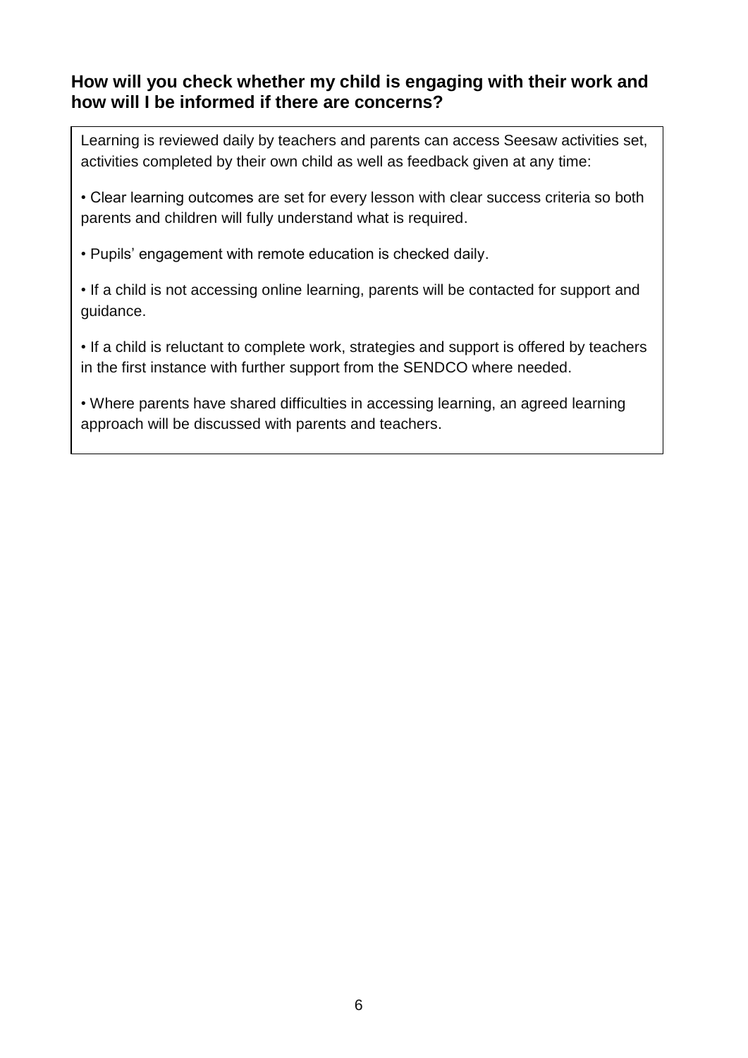## How will you check whether my child is engaging with their work and how will I be informed if there are concerns?

Learning is reviewed daily by teachers and parents can access Seesaw activities set, activities completed by their own child as well as feedback given at any time:

- Clear learning outcomes are set for every lesson with clear success criteria so both parents and children will fully understand what is required.
- Pupils' engagement with remote education is checked daily.
- If a child is not accessing online learning, parents will be contacted for support and guidance.
- If a child is reluctant to complete work, strategies and support is offered by teachers in the first instance with further support from the SENDCO where needed.
- Where parents have shared difficulties in accessing learning, an agreed learning approach will be discussed with parents and teachers.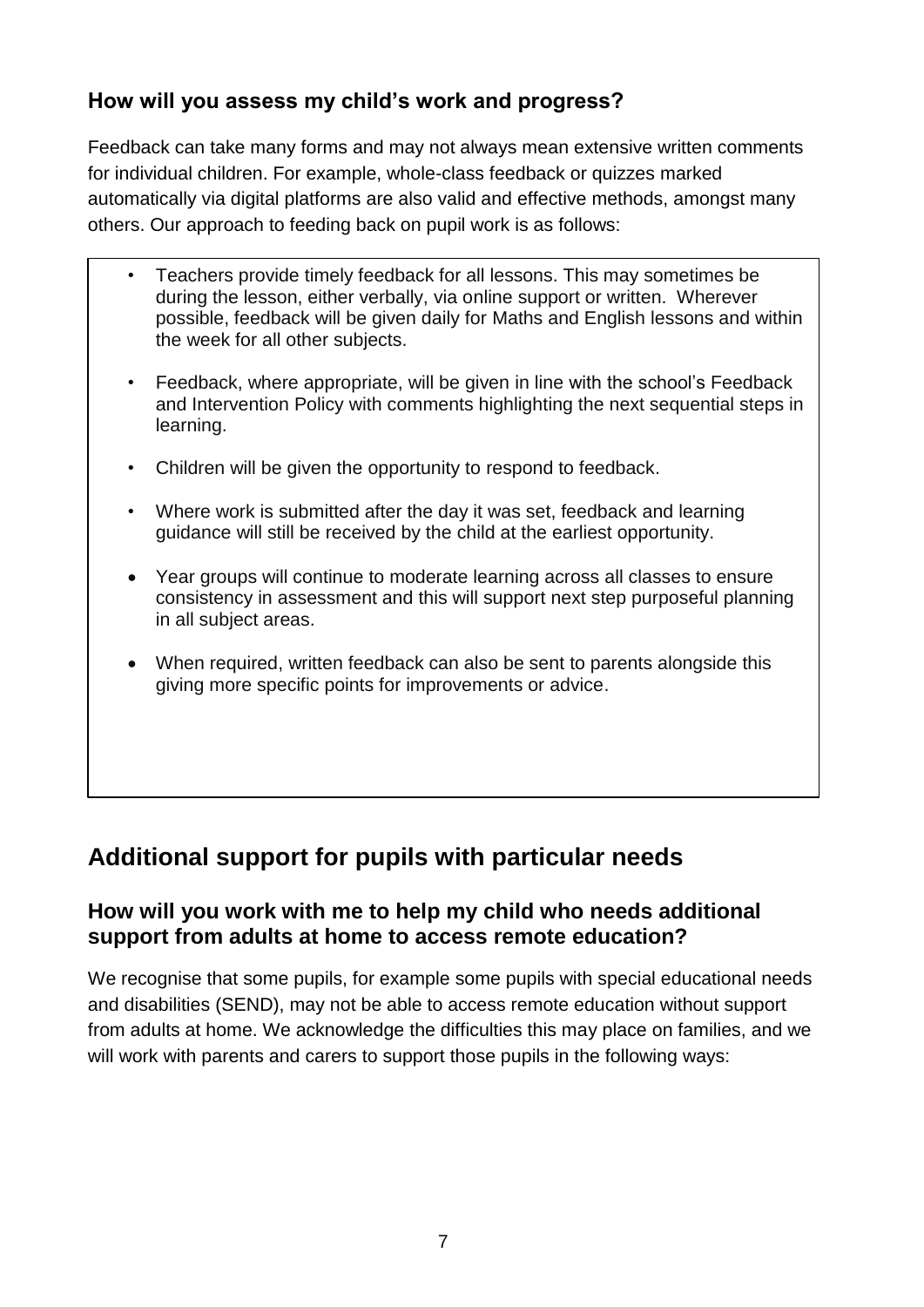### How will you assess my child's work and progress?

Feedback can take many forms and may not always mean extensive written comments for individual children. For example, whole-class feedback or quizzes marked automatically via digital platforms are also valid and effective methods, amongst many others. Our approach to feeding back on pupil work is as follows:

- Teachers provide timely feedback for all lessons. This may sometimes be during the lesson, either verbally, via online support or written. Wherever possible, feedback will be given daily for Maths and English lessons and within the week for all other subjects.
- Feedback, where appropriate, will be given in line with the school's Feedback and Intervention Policy with comments highlighting the next sequential steps in learning.
- Children will be given the opportunity to respond to feedback.
- Where work is submitted after the day it was set, feedback and learning guidance will still be received by the child at the earliest opportunity.
- Year groups will continue to moderate learning across all classes to ensure consistency in assessment and this will support next step purposeful planning in all subject areas.
- When required, written feedback can also be sent to parents alongside this giving more specific points for improvements or advice.

## Additional support for pupils with particular needs

### How will you work with me to help my child who needs additional support from adults at home to access remote education?

We recognise that some pupils, for example some pupils with special educational needs and disabilities (SEND), may not be able to access remote education without support from adults at home. We acknowledge the difficulties this may place on families, and we will work with parents and carers to support those pupils in the following ways: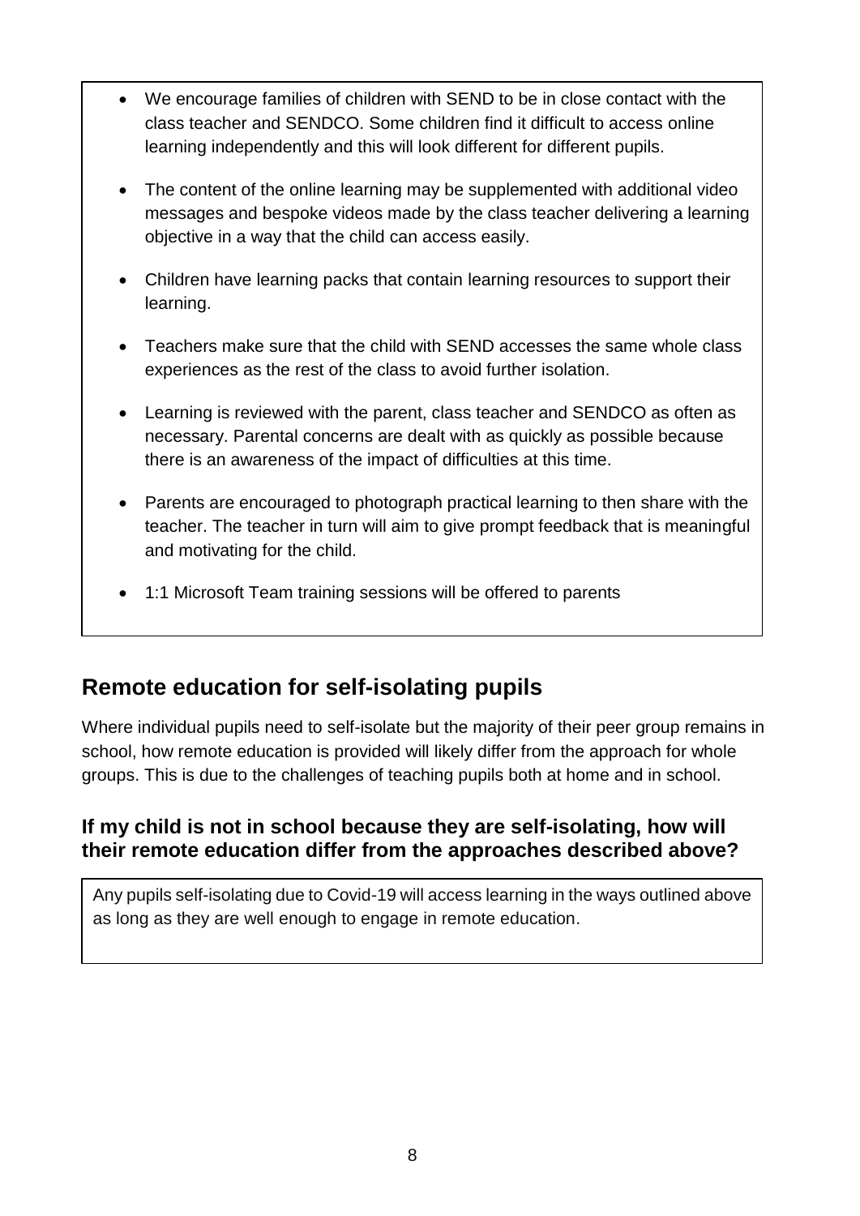- We encourage families of children with SEND to be in close contact with the class teacher and SENDCO. Some children find it difficult to access online learning independently and this will look different for different pupils.
- The content of the online learning may be supplemented with additional video messages and bespoke videos made by the class teacher delivering a learning objective in a way that the child can access easily.
- Children have learning packs that contain learning resources to support their learning.
- Teachers make sure that the child with SEND accesses the same whole class experiences as the rest of the class to avoid further isolation.
- Learning is reviewed with the parent, class teacher and SENDCO as often as necessary. Parental concerns are dealt with as quickly as possible because there is an awareness of the impact of difficulties at this time.
- Parents are encouraged to photograph practical learning to then share with the teacher. The teacher in turn will aim to give prompt feedback that is meaningful and motivating for the child.
- 1:1 Microsoft Team training sessions will be offered to parents

## Remote education for self-isolating pupils

Where individual pupils need to self-isolate but the majority of their peer group remains in school, how remote education is provided will likely differ from the approach for whole groups. This is due to the challenges of teaching pupils both at home and in school.

### If my child is not in school because they are self-isolating, how will their remote education differ from the approaches described above?

Any pupils self-isolating due to Covid-19 will access learning in the ways outlined above as long as they are well enough to engage in remote education.